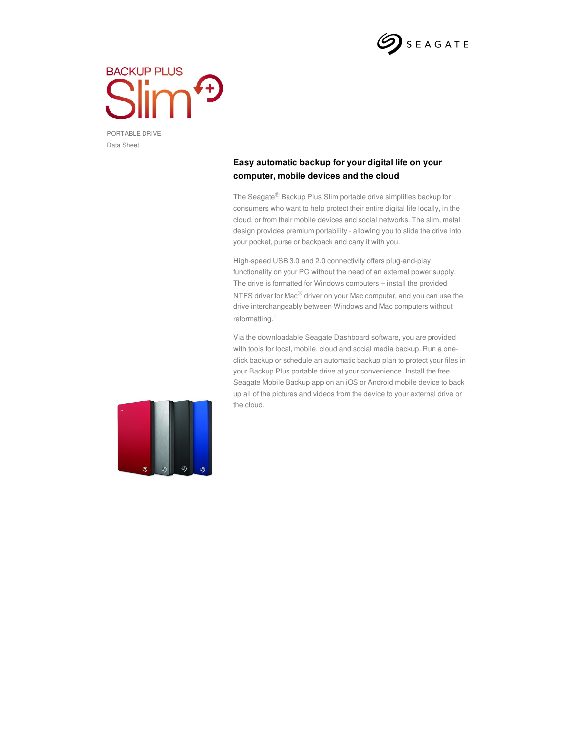SEAGATE

# BACKUP PLUS Slim

PORTABLE DRIVE
Data Sheet

## Easy automatic backup for your digital life on your computer, mobile devices and the cloud

The Seagate® Backup Plus Slim portable drive simplifies backup for consumers who want to help protect their entire digital life locally, in the cloud, or from their mobile devices and social networks. The slim, metal design provides premium portability - allowing you to slide the drive into your pocket, purse or backpack and carry it with you.

High-speed USB 3.0 and 2.0 connectivity offers plug-and-play functionality on your PC without the need of an external power supply. The drive is formatted for Windows computers – install the provided NTFS driver for Mac® driver on your Mac computer, and you can use the drive interchangeably between Windows and Mac computers without reformatting.[1]

Via the downloadable Seagate Dashboard software, you are provided with tools for local, mobile, cloud and social media backup. Run a one-click backup or schedule an automatic backup plan to protect your files in your Backup Plus portable drive at your convenience. Install the free Seagate Mobile Backup app on an iOS or Android mobile device to back up all of the pictures and videos from the device to your external drive or the cloud.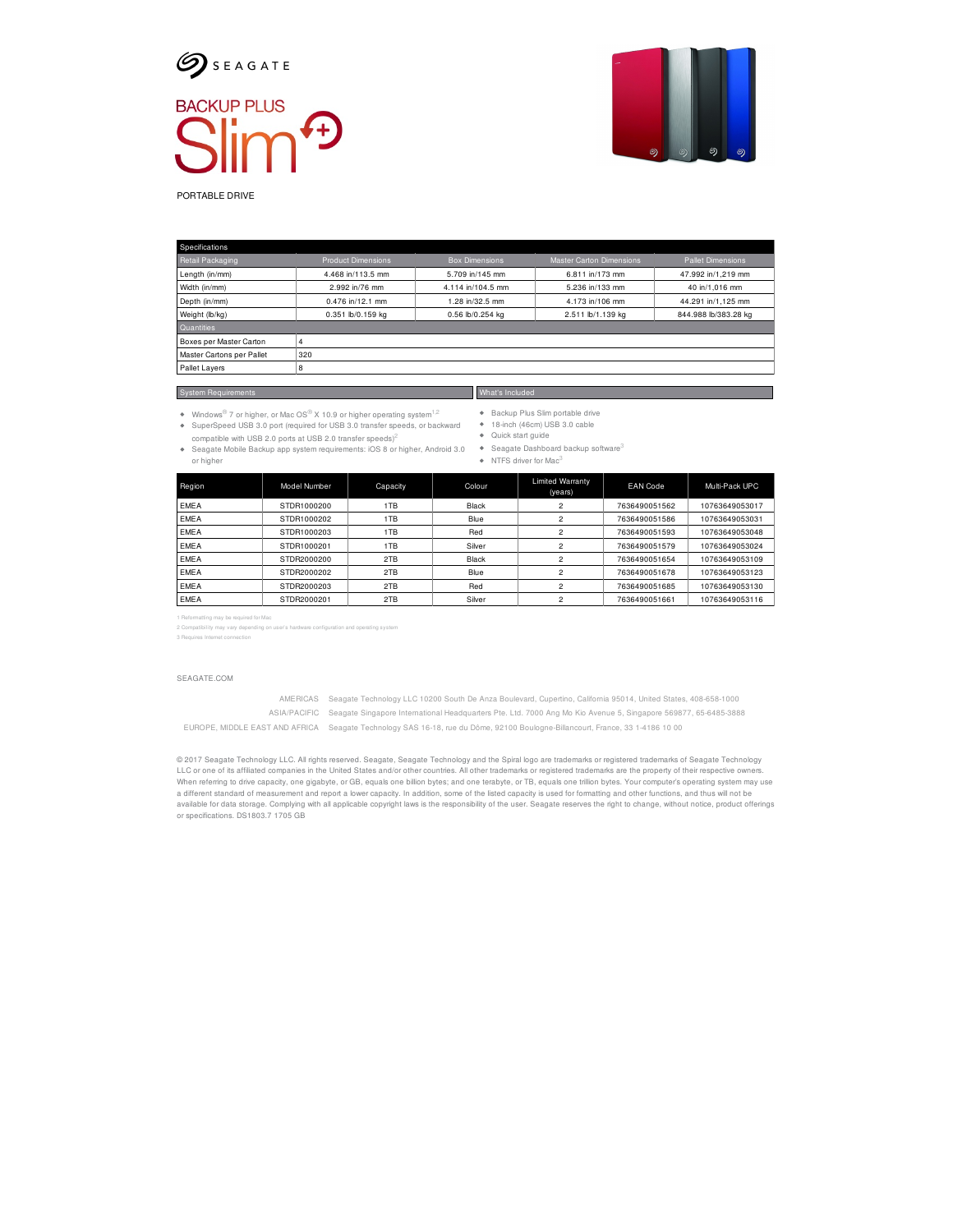SEAGATE

# BACKUP PLUS Slim

PORTABLE DRIVE

| Specifications | | | | |
|---|---|---|---|---|
| Retail Packaging | Product Dimensions | Box Dimensions | Master Carton Dimensions | Pallet Dimensions |
| Length (in/mm) | 4.468 in/113.5 mm | 5.709 in/145 mm | 6.811 in/173 mm | 47.992 in/1,219 mm |
| Width (in/mm) | 2.992 in/76 mm | 4.114 in/104.5 mm | 5.236 in/133 mm | 40 in/1,016 mm |
| Depth (in/mm) | 0.476 in/12.1 mm | 1.28 in/32.5 mm | 4.173 in/106 mm | 44.291 in/1,125 mm |
| Weight (lb/kg) | 0.351 lb/0.159 kg | 0.56 lb/0.254 kg | 2.511 lb/1.139 kg | 844.988 lb/383.28 kg |
| Quantities | | | | |
| Boxes per Master Carton | 4 | | | |
| Master Cartons per Pallet | 320 | | | |
| Pallet Layers | 8 | | | |

## System Requirements

- Windows® 7 or higher, or Mac OS® X 10.9 or higher operating system[1,2]
- SuperSpeed USB 3.0 port (required for USB 3.0 transfer speeds, or backward compatible with USB 2.0 ports at USB 2.0 transfer speeds)[2]
- Seagate Mobile Backup app system requirements: iOS 8 or higher, Android 3.0 or higher

## What's Included

- Backup Plus Slim portable drive
- 18-inch (46cm) USB 3.0 cable
- Quick start guide
- Seagate Dashboard backup software[3]
- NTFS driver for Mac[3]

| Region | Model Number | Capacity | Colour | Limited Warranty (years) | EAN Code | Multi-Pack UPC |
|---|---|---|---|---|---|---|
| EMEA | STDR1000200 | 1TB | Black | 2 | 7636490051562 | 10763649053017 |
| EMEA | STDR1000202 | 1TB | Blue | 2 | 7636490051586 | 10763649053031 |
| EMEA | STDR1000203 | 1TB | Red | 2 | 7636490051593 | 10763649053048 |
| EMEA | STDR1000201 | 1TB | Silver | 2 | 7636490051579 | 10763649053024 |
| EMEA | STDR2000200 | 2TB | Black | 2 | 7636490051654 | 10763649053109 |
| EMEA | STDR2000202 | 2TB | Blue | 2 | 7636490051678 | 10763649053123 |
| EMEA | STDR2000203 | 2TB | Red | 2 | 7636490051685 | 10763649053130 |
| EMEA | STDR2000201 | 2TB | Silver | 2 | 7636490051661 | 10763649053116 |

1 Reformatting may be required for Mac
2 Compatibility may vary depending on user's hardware configuration and operating system
3 Requires Internet connection

SEAGATE.COM

AMERICAS Seagate Technology LLC 10200 South De Anza Boulevard, Cupertino, California 95014, United States, 408-658-1000
ASIA/PACIFIC Seagate Singapore International Headquarters Pte. Ltd. 7000 Ang Mo Kio Avenue 5, Singapore 569877, 65-6485-3888
EUROPE, MIDDLE EAST AND AFRICA Seagate Technology SAS 16-18, rue du Dôme, 92100 Boulogne-Billancourt, France, 33 1-4186 10 00

© 2017 Seagate Technology LLC. All rights reserved. Seagate, Seagate Technology and the Spiral logo are trademarks or registered trademarks of Seagate Technology LLC or one of its affiliated companies in the United States and/or other countries. All other trademarks or registered trademarks are the property of their respective owners. When referring to drive capacity, one gigabyte, or GB, equals one billion bytes; and one terabyte, or TB, equals one trillion bytes. Your computer's operating system may use a different standard of measurement and report a lower capacity. In addition, some of the listed capacity is used for formatting and other functions, and thus will not be available for data storage. Complying with all applicable copyright laws is the responsibility of the user. Seagate reserves the right to change, without notice, product offerings or specifications. DS1803.7 1705 GB